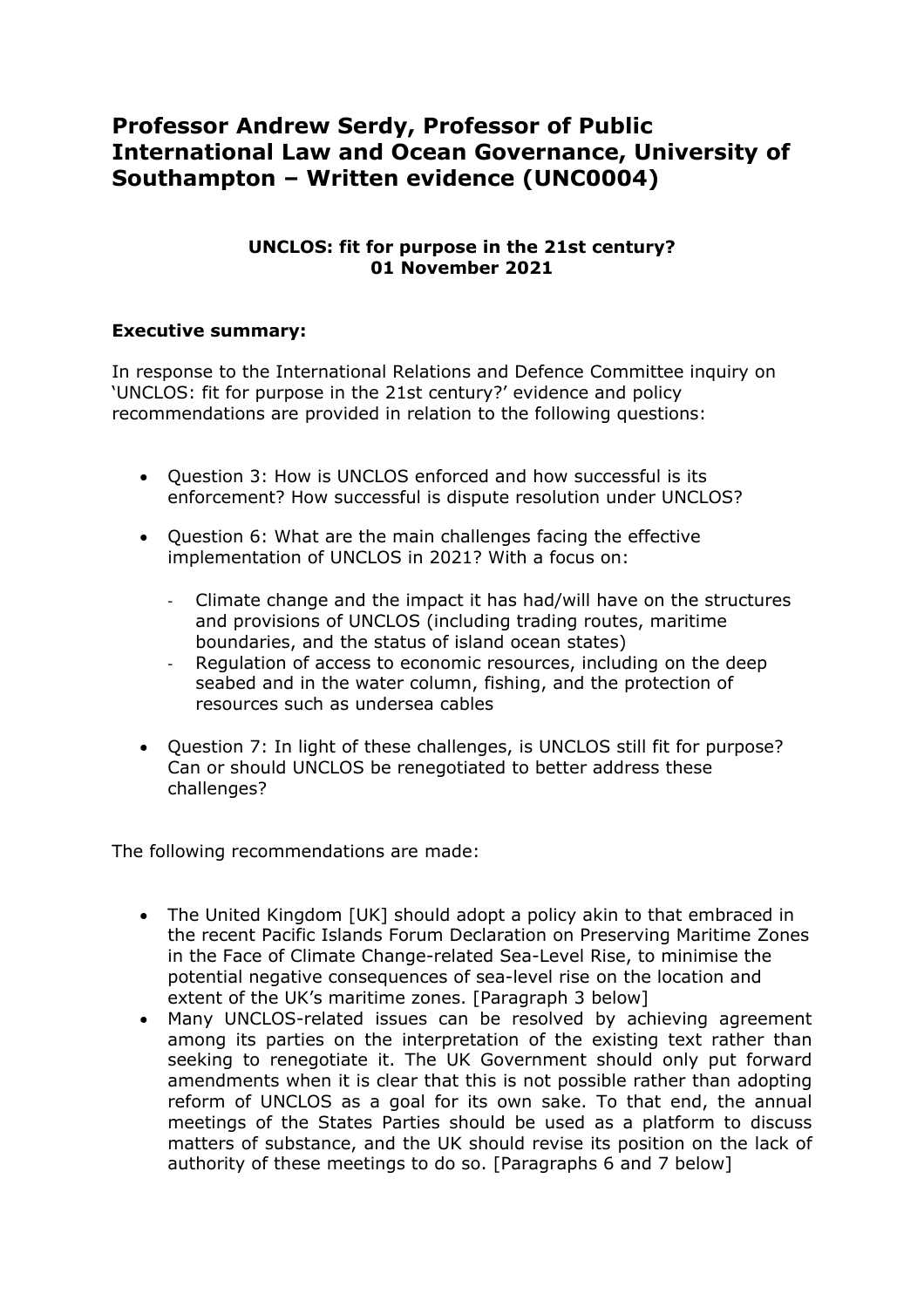# Professor Andrew Serdy, Professor of Public International Law and Ocean Governance, University of Southampton – Written evidence (UNC0004)

**UNCLOS: fit for purpose in the 21st century?**
**01 November 2021**

### Executive summary:

In response to the International Relations and Defence Committee inquiry on 'UNCLOS: fit for purpose in the 21st century?' evidence and policy recommendations are provided in relation to the following questions:

- Question 3: How is UNCLOS enforced and how successful is its enforcement? How successful is dispute resolution under UNCLOS?
- Question 6: What are the main challenges facing the effective implementation of UNCLOS in 2021? With a focus on:
  - Climate change and the impact it has had/will have on the structures and provisions of UNCLOS (including trading routes, maritime boundaries, and the status of island ocean states)
  - Regulation of access to economic resources, including on the deep seabed and in the water column, fishing, and the protection of resources such as undersea cables
- Question 7: In light of these challenges, is UNCLOS still fit for purpose? Can or should UNCLOS be renegotiated to better address these challenges?

The following recommendations are made:

- The United Kingdom [UK] should adopt a policy akin to that embraced in the recent Pacific Islands Forum Declaration on Preserving Maritime Zones in the Face of Climate Change-related Sea-Level Rise, to minimise the potential negative consequences of sea-level rise on the location and extent of the UK's maritime zones. [Paragraph 3 below]
- Many UNCLOS-related issues can be resolved by achieving agreement among its parties on the interpretation of the existing text rather than seeking to renegotiate it. The UK Government should only put forward amendments when it is clear that this is not possible rather than adopting reform of UNCLOS as a goal for its own sake. To that end, the annual meetings of the States Parties should be used as a platform to discuss matters of substance, and the UK should revise its position on the lack of authority of these meetings to do so. [Paragraphs 6 and 7 below]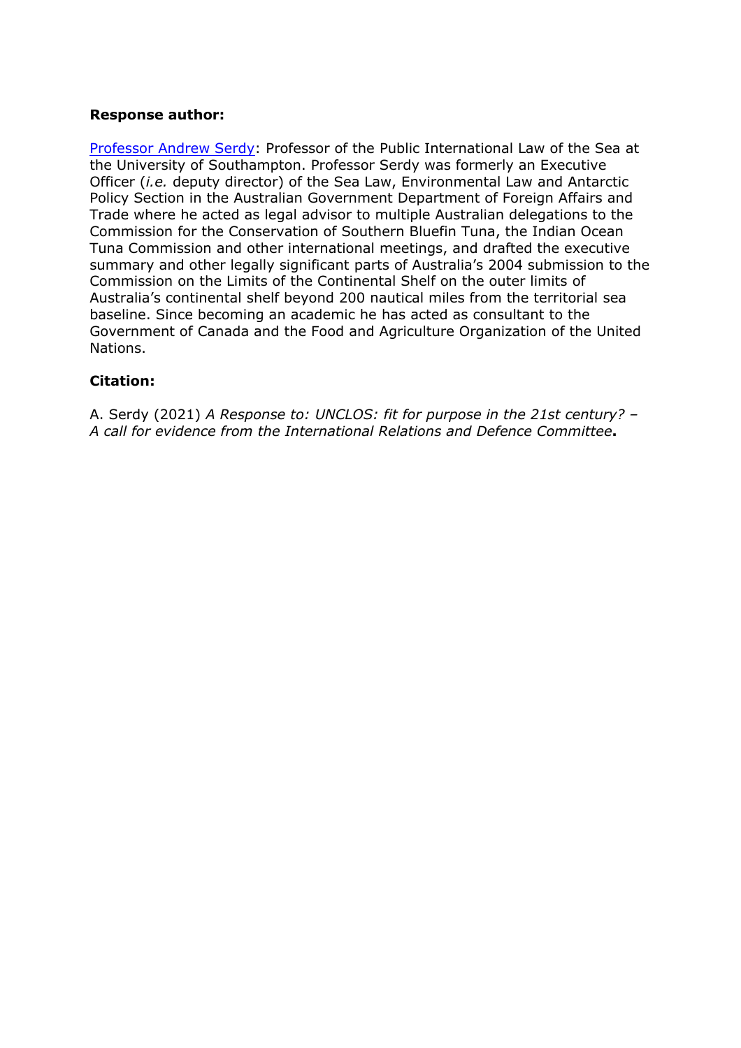**Response author:**

[Professor Andrew Serdy]: Professor of the Public International Law of the Sea at the University of Southampton. Professor Serdy was formerly an Executive Officer (*i.e.* deputy director) of the Sea Law, Environmental Law and Antarctic Policy Section in the Australian Government Department of Foreign Affairs and Trade where he acted as legal advisor to multiple Australian delegations to the Commission for the Conservation of Southern Bluefin Tuna, the Indian Ocean Tuna Commission and other international meetings, and drafted the executive summary and other legally significant parts of Australia's 2004 submission to the Commission on the Limits of the Continental Shelf on the outer limits of Australia's continental shelf beyond 200 nautical miles from the territorial sea baseline. Since becoming an academic he has acted as consultant to the Government of Canada and the Food and Agriculture Organization of the United Nations.

**Citation:**

A. Serdy (2021) *A Response to: UNCLOS: fit for purpose in the 21st century? – A call for evidence from the International Relations and Defence Committee***.**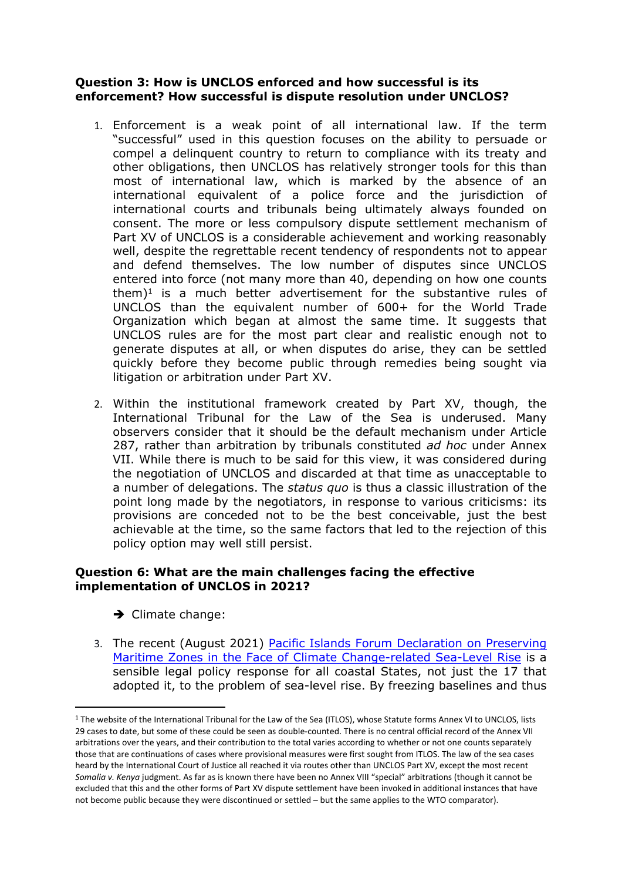**Question 3: How is UNCLOS enforced and how successful is its enforcement? How successful is dispute resolution under UNCLOS?**

1. Enforcement is a weak point of all international law. If the term "successful" used in this question focuses on the ability to persuade or compel a delinquent country to return to compliance with its treaty and other obligations, then UNCLOS has relatively stronger tools for this than most of international law, which is marked by the absence of an international equivalent of a police force and the jurisdiction of international courts and tribunals being ultimately always founded on consent. The more or less compulsory dispute settlement mechanism of Part XV of UNCLOS is a considerable achievement and working reasonably well, despite the regrettable recent tendency of respondents not to appear and defend themselves. The low number of disputes since UNCLOS entered into force (not many more than 40, depending on how one counts them)[1] is a much better advertisement for the substantive rules of UNCLOS than the equivalent number of 600+ for the World Trade Organization which began at almost the same time. It suggests that UNCLOS rules are for the most part clear and realistic enough not to generate disputes at all, or when disputes do arise, they can be settled quickly before they become public through remedies being sought via litigation or arbitration under Part XV.

2. Within the institutional framework created by Part XV, though, the International Tribunal for the Law of the Sea is underused. Many observers consider that it should be the default mechanism under Article 287, rather than arbitration by tribunals constituted *ad hoc* under Annex VII. While there is much to be said for this view, it was considered during the negotiation of UNCLOS and discarded at that time as unacceptable to a number of delegations. The *status quo* is thus a classic illustration of the point long made by the negotiators, in response to various criticisms: its provisions are conceded not to be the best conceivable, just the best achievable at the time, so the same factors that led to the rejection of this policy option may well still persist.

**Question 6: What are the main challenges facing the effective implementation of UNCLOS in 2021?**

➔ Climate change:

3. The recent (August 2021) Pacific Islands Forum Declaration on Preserving Maritime Zones in the Face of Climate Change-related Sea-Level Rise is a sensible legal policy response for all coastal States, not just the 17 that adopted it, to the problem of sea-level rise. By freezing baselines and thus

---

[1] The website of the International Tribunal for the Law of the Sea (ITLOS), whose Statute forms Annex VI to UNCLOS, lists 29 cases to date, but some of these could be seen as double-counted. There is no central official record of the Annex VII arbitrations over the years, and their contribution to the total varies according to whether or not one counts separately those that are continuations of cases where provisional measures were first sought from ITLOS. The law of the sea cases heard by the International Court of Justice all reached it via routes other than UNCLOS Part XV, except the most recent *Somalia v. Kenya* judgment. As far as is known there have been no Annex VIII "special" arbitrations (though it cannot be excluded that this and the other forms of Part XV dispute settlement have been invoked in additional instances that have not become public because they were discontinued or settled – but the same applies to the WTO comparator).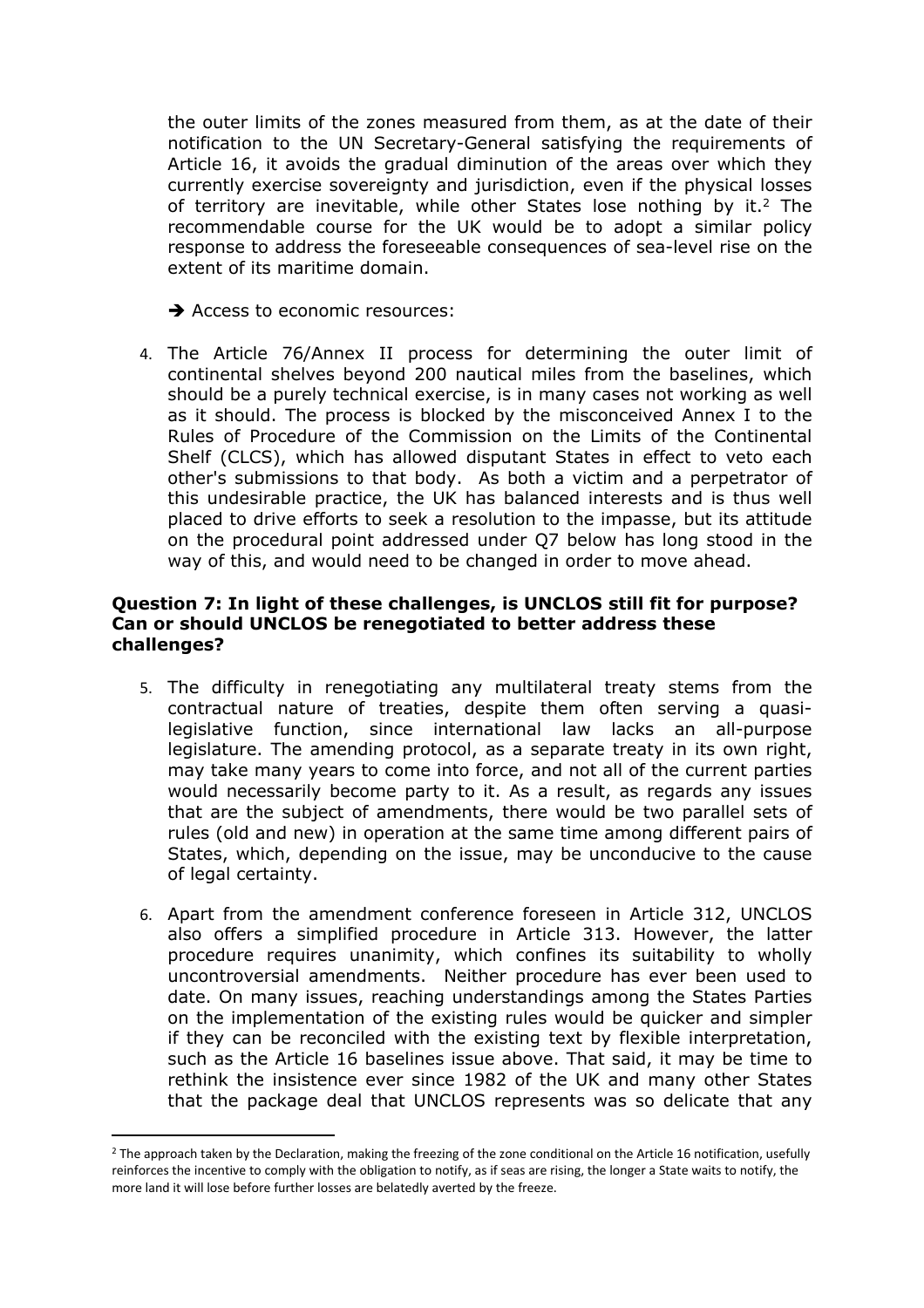the outer limits of the zones measured from them, as at the date of their notification to the UN Secretary-General satisfying the requirements of Article 16, it avoids the gradual diminution of the areas over which they currently exercise sovereignty and jurisdiction, even if the physical losses of territory are inevitable, while other States lose nothing by it.[2] The recommendable course for the UK would be to adopt a similar policy response to address the foreseeable consequences of sea-level rise on the extent of its maritime domain.

➔ Access to economic resources:

4. The Article 76/Annex II process for determining the outer limit of continental shelves beyond 200 nautical miles from the baselines, which should be a purely technical exercise, is in many cases not working as well as it should. The process is blocked by the misconceived Annex I to the Rules of Procedure of the Commission on the Limits of the Continental Shelf (CLCS), which has allowed disputant States in effect to veto each other's submissions to that body. As both a victim and a perpetrator of this undesirable practice, the UK has balanced interests and is thus well placed to drive efforts to seek a resolution to the impasse, but its attitude on the procedural point addressed under Q7 below has long stood in the way of this, and would need to be changed in order to move ahead.

**Question 7: In light of these challenges, is UNCLOS still fit for purpose? Can or should UNCLOS be renegotiated to better address these challenges?**

5. The difficulty in renegotiating any multilateral treaty stems from the contractual nature of treaties, despite them often serving a quasi-legislative function, since international law lacks an all-purpose legislature. The amending protocol, as a separate treaty in its own right, may take many years to come into force, and not all of the current parties would necessarily become party to it. As a result, as regards any issues that are the subject of amendments, there would be two parallel sets of rules (old and new) in operation at the same time among different pairs of States, which, depending on the issue, may be unconducive to the cause of legal certainty.

6. Apart from the amendment conference foreseen in Article 312, UNCLOS also offers a simplified procedure in Article 313. However, the latter procedure requires unanimity, which confines its suitability to wholly uncontroversial amendments. Neither procedure has ever been used to date. On many issues, reaching understandings among the States Parties on the implementation of the existing rules would be quicker and simpler if they can be reconciled with the existing text by flexible interpretation, such as the Article 16 baselines issue above. That said, it may be time to rethink the insistence ever since 1982 of the UK and many other States that the package deal that UNCLOS represents was so delicate that any

---

[2] The approach taken by the Declaration, making the freezing of the zone conditional on the Article 16 notification, usefully reinforces the incentive to comply with the obligation to notify, as if seas are rising, the longer a State waits to notify, the more land it will lose before further losses are belatedly averted by the freeze.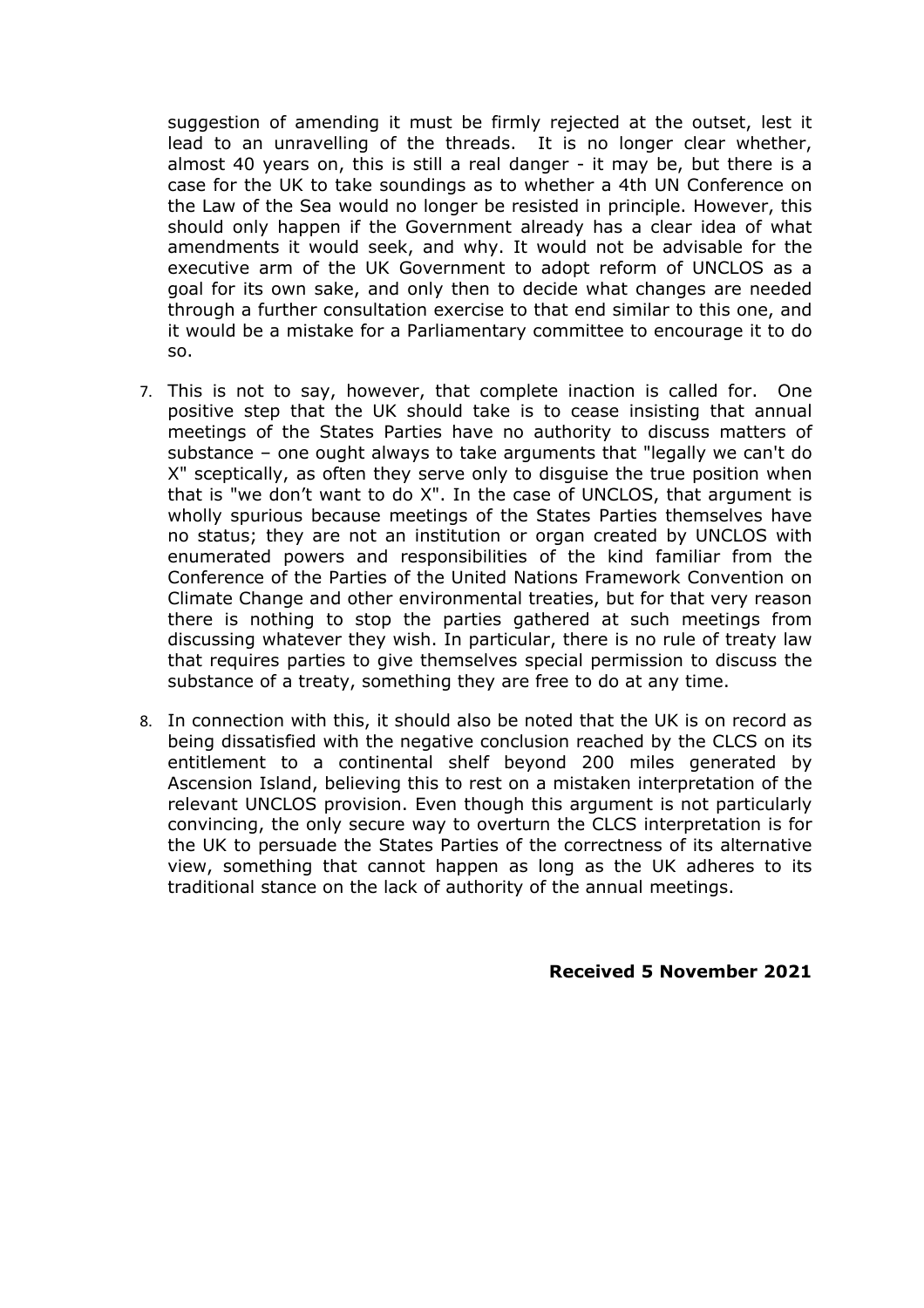suggestion of amending it must be firmly rejected at the outset, lest it lead to an unravelling of the threads. It is no longer clear whether, almost 40 years on, this is still a real danger - it may be, but there is a case for the UK to take soundings as to whether a 4th UN Conference on the Law of the Sea would no longer be resisted in principle. However, this should only happen if the Government already has a clear idea of what amendments it would seek, and why. It would not be advisable for the executive arm of the UK Government to adopt reform of UNCLOS as a goal for its own sake, and only then to decide what changes are needed through a further consultation exercise to that end similar to this one, and it would be a mistake for a Parliamentary committee to encourage it to do so.

7. This is not to say, however, that complete inaction is called for. One positive step that the UK should take is to cease insisting that annual meetings of the States Parties have no authority to discuss matters of substance – one ought always to take arguments that "legally we can't do X" sceptically, as often they serve only to disguise the true position when that is "we don't want to do X". In the case of UNCLOS, that argument is wholly spurious because meetings of the States Parties themselves have no status; they are not an institution or organ created by UNCLOS with enumerated powers and responsibilities of the kind familiar from the Conference of the Parties of the United Nations Framework Convention on Climate Change and other environmental treaties, but for that very reason there is nothing to stop the parties gathered at such meetings from discussing whatever they wish. In particular, there is no rule of treaty law that requires parties to give themselves special permission to discuss the substance of a treaty, something they are free to do at any time.

8. In connection with this, it should also be noted that the UK is on record as being dissatisfied with the negative conclusion reached by the CLCS on its entitlement to a continental shelf beyond 200 miles generated by Ascension Island, believing this to rest on a mistaken interpretation of the relevant UNCLOS provision. Even though this argument is not particularly convincing, the only secure way to overturn the CLCS interpretation is for the UK to persuade the States Parties of the correctness of its alternative view, something that cannot happen as long as the UK adheres to its traditional stance on the lack of authority of the annual meetings.

**Received 5 November 2021**